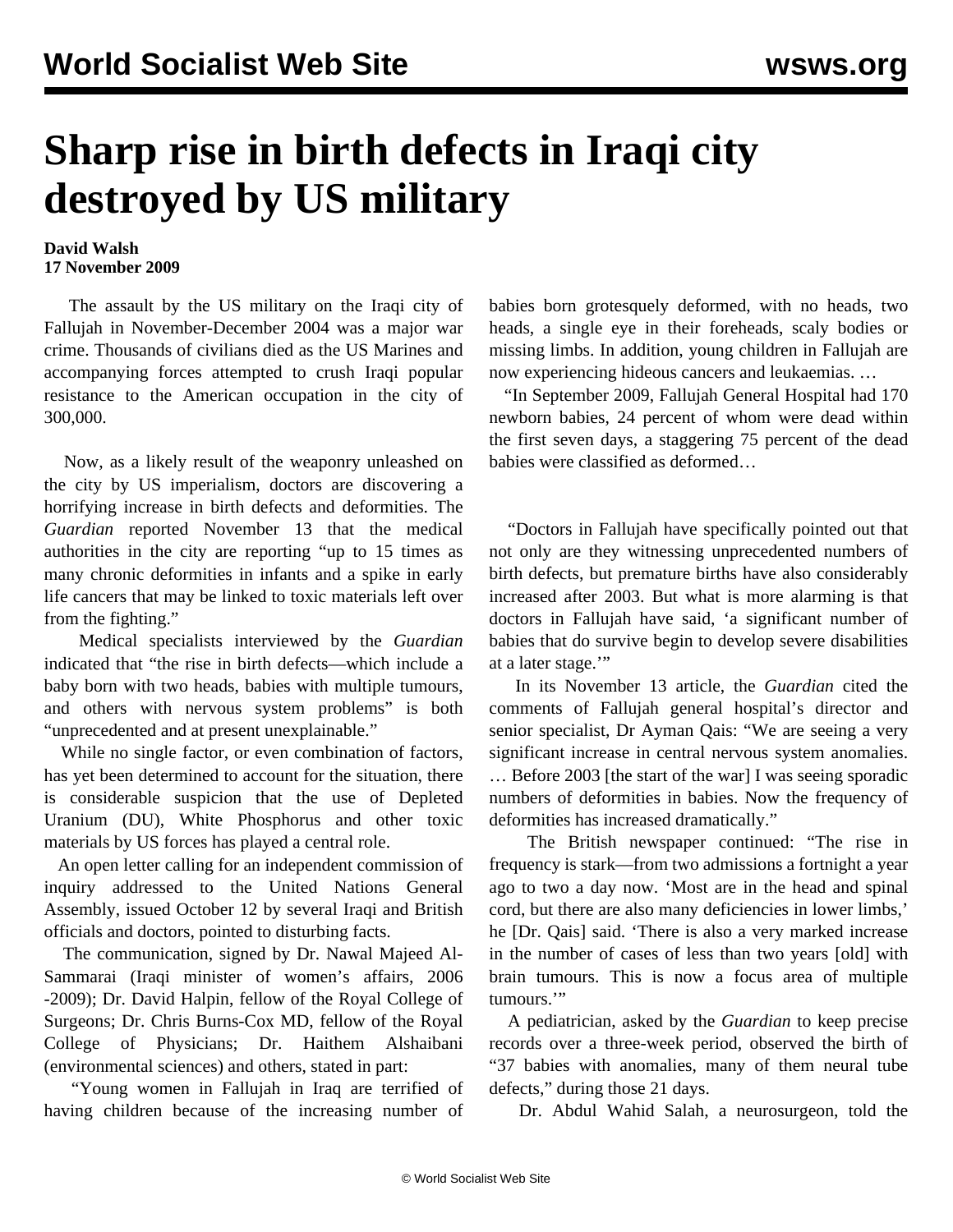# Sharp rise in birth defects in Iraqi city destroyed by US military

**David Walsh**
**17 November 2009**

The assault by the US military on the Iraqi city of Fallujah in November-December 2004 was a major war crime. Thousands of civilians died as the US Marines and accompanying forces attempted to crush Iraqi popular resistance to the American occupation in the city of 300,000.

Now, as a likely result of the weaponry unleashed on the city by US imperialism, doctors are discovering a horrifying increase in birth defects and deformities. The *Guardian* reported November 13 that the medical authorities in the city are reporting "up to 15 times as many chronic deformities in infants and a spike in early life cancers that may be linked to toxic materials left over from the fighting."

Medical specialists interviewed by the *Guardian* indicated that "the rise in birth defects—which include a baby born with two heads, babies with multiple tumours, and others with nervous system problems" is both "unprecedented and at present unexplainable."

While no single factor, or even combination of factors, has yet been determined to account for the situation, there is considerable suspicion that the use of Depleted Uranium (DU), White Phosphorus and other toxic materials by US forces has played a central role.

An open letter calling for an independent commission of inquiry addressed to the United Nations General Assembly, issued October 12 by several Iraqi and British officials and doctors, pointed to disturbing facts.

The communication, signed by Dr. Nawal Majeed Al-Sammarai (Iraqi minister of women's affairs, 2006 -2009); Dr. David Halpin, fellow of the Royal College of Surgeons; Dr. Chris Burns-Cox MD, fellow of the Royal College of Physicians; Dr. Haithem Alshaibani (environmental sciences) and others, stated in part:

"Young women in Fallujah in Iraq are terrified of having children because of the increasing number of babies born grotesquely deformed, with no heads, two heads, a single eye in their foreheads, scaly bodies or missing limbs. In addition, young children in Fallujah are now experiencing hideous cancers and leukaemias. …

"In September 2009, Fallujah General Hospital had 170 newborn babies, 24 percent of whom were dead within the first seven days, a staggering 75 percent of the dead babies were classified as deformed…

"Doctors in Fallujah have specifically pointed out that not only are they witnessing unprecedented numbers of birth defects, but premature births have also considerably increased after 2003. But what is more alarming is that doctors in Fallujah have said, 'a significant number of babies that do survive begin to develop severe disabilities at a later stage.'"

In its November 13 article, the *Guardian* cited the comments of Fallujah general hospital's director and senior specialist, Dr Ayman Qais: "We are seeing a very significant increase in central nervous system anomalies. … Before 2003 [the start of the war] I was seeing sporadic numbers of deformities in babies. Now the frequency of deformities has increased dramatically."

The British newspaper continued: "The rise in frequency is stark—from two admissions a fortnight a year ago to two a day now. 'Most are in the head and spinal cord, but there are also many deficiencies in lower limbs,' he [Dr. Qais] said. 'There is also a very marked increase in the number of cases of less than two years [old] with brain tumours. This is now a focus area of multiple tumours.'"

A pediatrician, asked by the *Guardian* to keep precise records over a three-week period, observed the birth of "37 babies with anomalies, many of them neural tube defects," during those 21 days.

Dr. Abdul Wahid Salah, a neurosurgeon, told the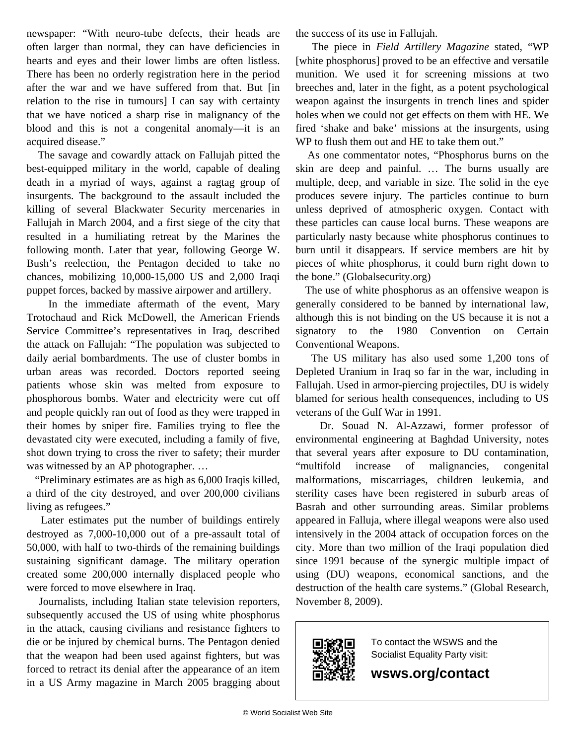newspaper: "With neuro-tube defects, their heads are often larger than normal, they can have deficiencies in hearts and eyes and their lower limbs are often listless. There has been no orderly registration here in the period after the war and we have suffered from that. But [in relation to the rise in tumours] I can say with certainty that we have noticed a sharp rise in malignancy of the blood and this is not a congenital anomaly—it is an acquired disease."

The savage and cowardly attack on Fallujah pitted the best-equipped military in the world, capable of dealing death in a myriad of ways, against a ragtag group of insurgents. The background to the assault included the killing of several Blackwater Security mercenaries in Fallujah in March 2004, and a first siege of the city that resulted in a humiliating retreat by the Marines the following month. Later that year, following George W. Bush's reelection, the Pentagon decided to take no chances, mobilizing 10,000-15,000 US and 2,000 Iraqi puppet forces, backed by massive airpower and artillery.

In the immediate aftermath of the event, Mary Trotochaud and Rick McDowell, the American Friends Service Committee's representatives in Iraq, described the attack on Fallujah: "The population was subjected to daily aerial bombardments. The use of cluster bombs in urban areas was recorded. Doctors reported seeing patients whose skin was melted from exposure to phosphorous bombs. Water and electricity were cut off and people quickly ran out of food as they were trapped in their homes by sniper fire. Families trying to flee the devastated city were executed, including a family of five, shot down trying to cross the river to safety; their murder was witnessed by an AP photographer. …

"Preliminary estimates are as high as 6,000 Iraqis killed, a third of the city destroyed, and over 200,000 civilians living as refugees."

Later estimates put the number of buildings entirely destroyed as 7,000-10,000 out of a pre-assault total of 50,000, with half to two-thirds of the remaining buildings sustaining significant damage. The military operation created some 200,000 internally displaced people who were forced to move elsewhere in Iraq.

Journalists, including Italian state television reporters, subsequently accused the US of using white phosphorus in the attack, causing civilians and resistance fighters to die or be injured by chemical burns. The Pentagon denied that the weapon had been used against fighters, but was forced to retract its denial after the appearance of an item in a US Army magazine in March 2005 bragging about the success of its use in Fallujah.

The piece in *Field Artillery Magazine* stated, "WP [white phosphorus] proved to be an effective and versatile munition. We used it for screening missions at two breeches and, later in the fight, as a potent psychological weapon against the insurgents in trench lines and spider holes when we could not get effects on them with HE. We fired 'shake and bake' missions at the insurgents, using WP to flush them out and HE to take them out."

As one commentator notes, "Phosphorus burns on the skin are deep and painful. … The burns usually are multiple, deep, and variable in size. The solid in the eye produces severe injury. The particles continue to burn unless deprived of atmospheric oxygen. Contact with these particles can cause local burns. These weapons are particularly nasty because white phosphorus continues to burn until it disappears. If service members are hit by pieces of white phosphorus, it could burn right down to the bone." (Globalsecurity.org)

The use of white phosphorus as an offensive weapon is generally considered to be banned by international law, although this is not binding on the US because it is not a signatory to the 1980 Convention on Certain Conventional Weapons.

The US military has also used some 1,200 tons of Depleted Uranium in Iraq so far in the war, including in Fallujah. Used in armor-piercing projectiles, DU is widely blamed for serious health consequences, including to US veterans of the Gulf War in 1991.

Dr. Souad N. Al-Azzawi, former professor of environmental engineering at Baghdad University, notes that several years after exposure to DU contamination, "multifold increase of malignancies, congenital malformations, miscarriages, children leukemia, and sterility cases have been registered in suburb areas of Basrah and other surrounding areas. Similar problems appeared in Falluja, where illegal weapons were also used intensively in the 2004 attack of occupation forces on the city. More than two million of the Iraqi population died since 1991 because of the synergic multiple impact of using (DU) weapons, economical sanctions, and the destruction of the health care systems." (Global Research, November 8, 2009).

To contact the WSWS and the Socialist Equality Party visit:

**wsws.org/contact**